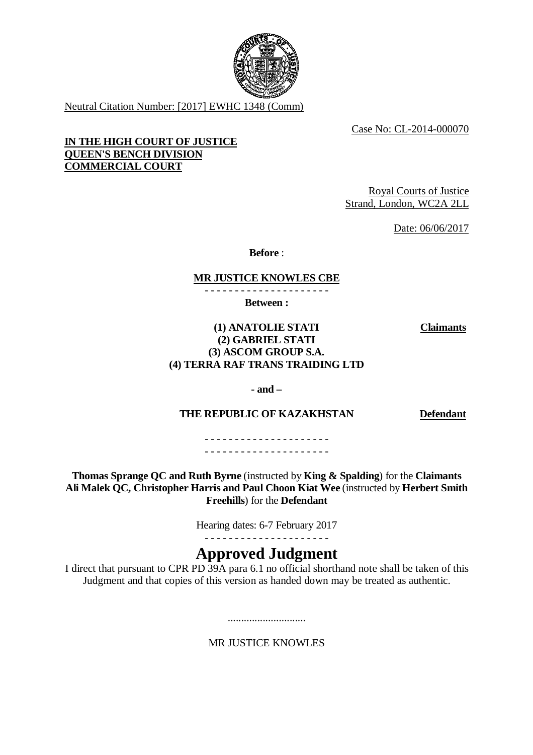Neutral Citation Number: [2017] EWHC 1348 (Comm)

Case No: CL-2014-000070

**IN THE HIGH COURT OF JUSTICE**
**QUEEN'S BENCH DIVISION**
**COMMERCIAL COURT**

Royal Courts of Justice
Strand, London, WC2A 2LL

Date: 06/06/2017

**Before** :

**MR JUSTICE KNOWLES CBE**

- - - - - - - - - - - - - - - - - - - - -

**Between :**

| | |
|---|---|
| **(1) ANATOLIE STATI** **(2) GABRIEL STATI** **(3) ASCOM GROUP S.A.** **(4) TERRA RAF TRANS TRAIDING LTD** | **Claimants** |
| **- and –** | |
| **THE REPUBLIC OF KAZAKHSTAN** | **Defendant** |

- - - - - - - - - - - - - - - - - - - - -
- - - - - - - - - - - - - - - - - - - - -

**Thomas Sprange QC and Ruth Byrne** (instructed by **King & Spalding**) for the **Claimants**
**Ali Malek QC, Christopher Harris and Paul Choon Kiat Wee** (instructed by **Herbert Smith Freehills**) for the **Defendant**

Hearing dates: 6-7 February 2017

- - - - - - - - - - - - - - - - - - - - -

# Approved Judgment

I direct that pursuant to CPR PD 39A para 6.1 no official shorthand note shall be taken of this Judgment and that copies of this version as handed down may be treated as authentic.

.............................

MR JUSTICE KNOWLES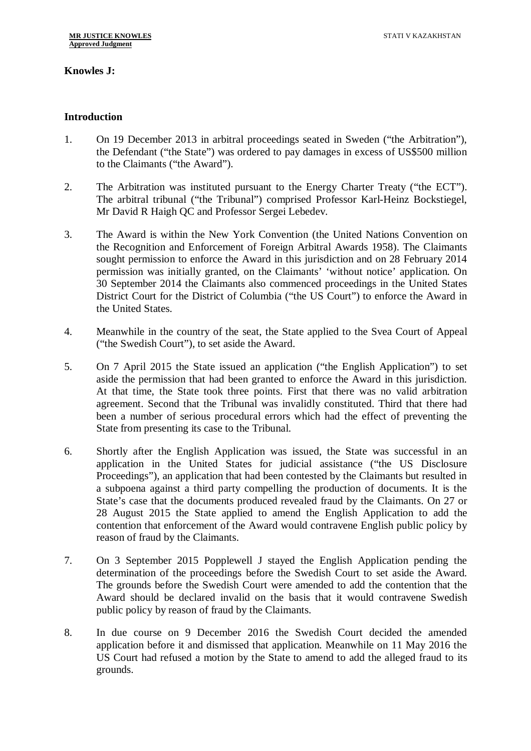**Knowles J:**

## Introduction

1. On 19 December 2013 in arbitral proceedings seated in Sweden ("the Arbitration"), the Defendant ("the State") was ordered to pay damages in excess of US$500 million to the Claimants ("the Award").

2. The Arbitration was instituted pursuant to the Energy Charter Treaty ("the ECT"). The arbitral tribunal ("the Tribunal") comprised Professor Karl-Heinz Bockstiegel, Mr David R Haigh QC and Professor Sergei Lebedev.

3. The Award is within the New York Convention (the United Nations Convention on the Recognition and Enforcement of Foreign Arbitral Awards 1958). The Claimants sought permission to enforce the Award in this jurisdiction and on 28 February 2014 permission was initially granted, on the Claimants' 'without notice' application. On 30 September 2014 the Claimants also commenced proceedings in the United States District Court for the District of Columbia ("the US Court") to enforce the Award in the United States.

4. Meanwhile in the country of the seat, the State applied to the Svea Court of Appeal ("the Swedish Court"), to set aside the Award.

5. On 7 April 2015 the State issued an application ("the English Application") to set aside the permission that had been granted to enforce the Award in this jurisdiction. At that time, the State took three points. First that there was no valid arbitration agreement. Second that the Tribunal was invalidly constituted. Third that there had been a number of serious procedural errors which had the effect of preventing the State from presenting its case to the Tribunal.

6. Shortly after the English Application was issued, the State was successful in an application in the United States for judicial assistance ("the US Disclosure Proceedings"), an application that had been contested by the Claimants but resulted in a subpoena against a third party compelling the production of documents. It is the State's case that the documents produced revealed fraud by the Claimants. On 27 or 28 August 2015 the State applied to amend the English Application to add the contention that enforcement of the Award would contravene English public policy by reason of fraud by the Claimants.

7. On 3 September 2015 Popplewell J stayed the English Application pending the determination of the proceedings before the Swedish Court to set aside the Award. The grounds before the Swedish Court were amended to add the contention that the Award should be declared invalid on the basis that it would contravene Swedish public policy by reason of fraud by the Claimants.

8. In due course on 9 December 2016 the Swedish Court decided the amended application before it and dismissed that application. Meanwhile on 11 May 2016 the US Court had refused a motion by the State to amend to add the alleged fraud to its grounds.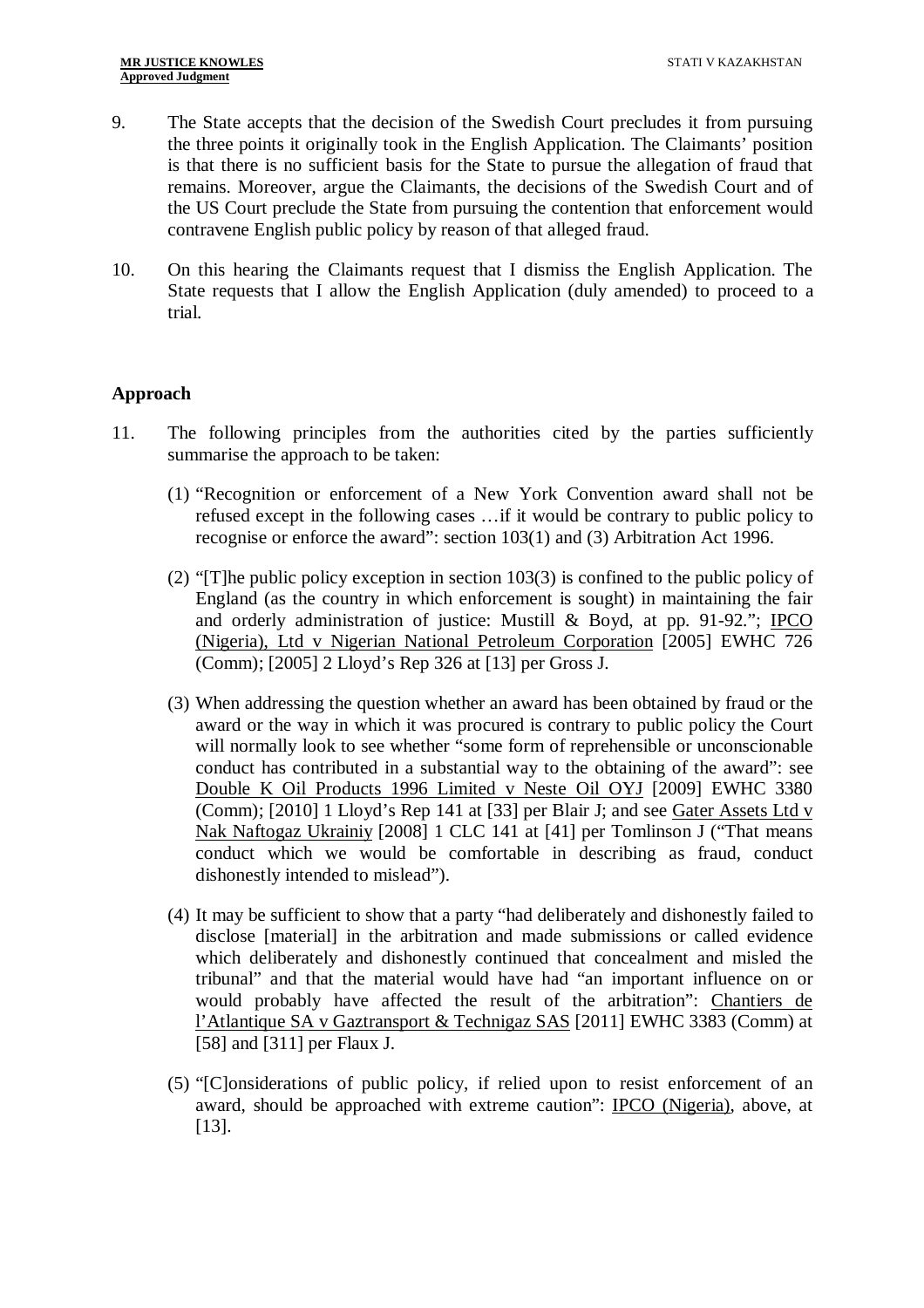9. The State accepts that the decision of the Swedish Court precludes it from pursuing the three points it originally took in the English Application. The Claimants' position is that there is no sufficient basis for the State to pursue the allegation of fraud that remains. Moreover, argue the Claimants, the decisions of the Swedish Court and of the US Court preclude the State from pursuing the contention that enforcement would contravene English public policy by reason of that alleged fraud.

10. On this hearing the Claimants request that I dismiss the English Application. The State requests that I allow the English Application (duly amended) to proceed to a trial.

## Approach

11. The following principles from the authorities cited by the parties sufficiently summarise the approach to be taken:

    (1) "Recognition or enforcement of a New York Convention award shall not be refused except in the following cases …if it would be contrary to public policy to recognise or enforce the award": section 103(1) and (3) Arbitration Act 1996.

    (2) "[T]he public policy exception in section 103(3) is confined to the public policy of England (as the country in which enforcement is sought) in maintaining the fair and orderly administration of justice: Mustill & Boyd, at pp. 91-92."; IPCO (Nigeria), Ltd v Nigerian National Petroleum Corporation [2005] EWHC 726 (Comm); [2005] 2 Lloyd's Rep 326 at [13] per Gross J.

    (3) When addressing the question whether an award has been obtained by fraud or the award or the way in which it was procured is contrary to public policy the Court will normally look to see whether "some form of reprehensible or unconscionable conduct has contributed in a substantial way to the obtaining of the award": see Double K Oil Products 1996 Limited v Neste Oil OYJ [2009] EWHC 3380 (Comm); [2010] 1 Lloyd's Rep 141 at [33] per Blair J; and see Gater Assets Ltd v Nak Naftogaz Ukrainiy [2008] 1 CLC 141 at [41] per Tomlinson J ("That means conduct which we would be comfortable in describing as fraud, conduct dishonestly intended to mislead").

    (4) It may be sufficient to show that a party "had deliberately and dishonestly failed to disclose [material] in the arbitration and made submissions or called evidence which deliberately and dishonestly continued that concealment and misled the tribunal" and that the material would have had "an important influence on or would probably have affected the result of the arbitration": Chantiers de l'Atlantique SA v Gaztransport & Technigaz SAS [2011] EWHC 3383 (Comm) at [58] and [311] per Flaux J.

    (5) "[C]onsiderations of public policy, if relied upon to resist enforcement of an award, should be approached with extreme caution": IPCO (Nigeria), above, at [13].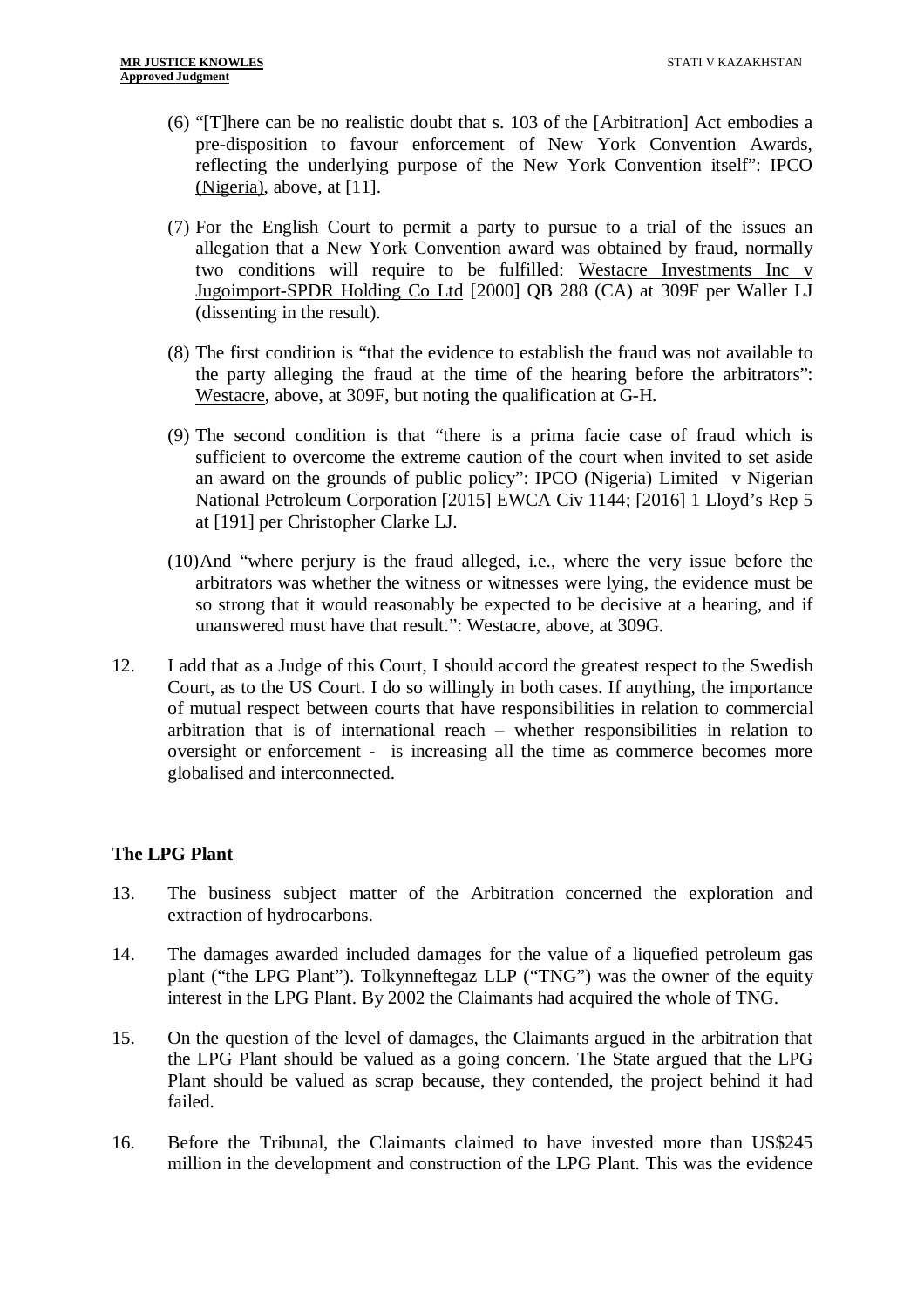(6) "[T]here can be no realistic doubt that s. 103 of the [Arbitration] Act embodies a pre-disposition to favour enforcement of New York Convention Awards, reflecting the underlying purpose of the New York Convention itself": IPCO (Nigeria), above, at [11].

(7) For the English Court to permit a party to pursue to a trial of the issues an allegation that a New York Convention award was obtained by fraud, normally two conditions will require to be fulfilled: Westacre Investments Inc v Jugoimport-SPDR Holding Co Ltd [2000] QB 288 (CA) at 309F per Waller LJ (dissenting in the result).

(8) The first condition is "that the evidence to establish the fraud was not available to the party alleging the fraud at the time of the hearing before the arbitrators": Westacre, above, at 309F, but noting the qualification at G-H.

(9) The second condition is that "there is a prima facie case of fraud which is sufficient to overcome the extreme caution of the court when invited to set aside an award on the grounds of public policy": IPCO (Nigeria) Limited v Nigerian National Petroleum Corporation [2015] EWCA Civ 1144; [2016] 1 Lloyd's Rep 5 at [191] per Christopher Clarke LJ.

(10) And "where perjury is the fraud alleged, i.e., where the very issue before the arbitrators was whether the witness or witnesses were lying, the evidence must be so strong that it would reasonably be expected to be decisive at a hearing, and if unanswered must have that result.": Westacre, above, at 309G.

12. I add that as a Judge of this Court, I should accord the greatest respect to the Swedish Court, as to the US Court. I do so willingly in both cases. If anything, the importance of mutual respect between courts that have responsibilities in relation to commercial arbitration that is of international reach – whether responsibilities in relation to oversight or enforcement - is increasing all the time as commerce becomes more globalised and interconnected.

**The LPG Plant**

13. The business subject matter of the Arbitration concerned the exploration and extraction of hydrocarbons.

14. The damages awarded included damages for the value of a liquefied petroleum gas plant ("the LPG Plant"). Tolkynneftegaz LLP ("TNG") was the owner of the equity interest in the LPG Plant. By 2002 the Claimants had acquired the whole of TNG.

15. On the question of the level of damages, the Claimants argued in the arbitration that the LPG Plant should be valued as a going concern. The State argued that the LPG Plant should be valued as scrap because, they contended, the project behind it had failed.

16. Before the Tribunal, the Claimants claimed to have invested more than US$245 million in the development and construction of the LPG Plant. This was the evidence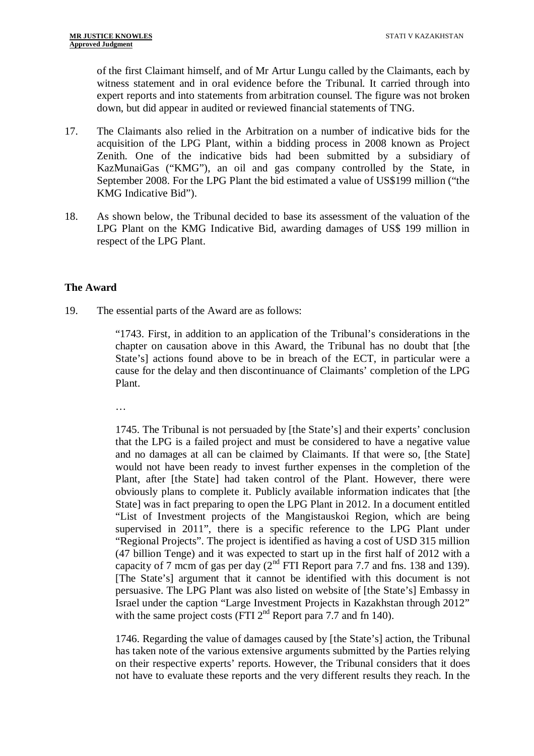of the first Claimant himself, and of Mr Artur Lungu called by the Claimants, each by witness statement and in oral evidence before the Tribunal. It carried through into expert reports and into statements from arbitration counsel. The figure was not broken down, but did appear in audited or reviewed financial statements of TNG.

17. The Claimants also relied in the Arbitration on a number of indicative bids for the acquisition of the LPG Plant, within a bidding process in 2008 known as Project Zenith. One of the indicative bids had been submitted by a subsidiary of KazMunaiGas ("KMG"), an oil and gas company controlled by the State, in September 2008. For the LPG Plant the bid estimated a value of US$199 million ("the KMG Indicative Bid").

18. As shown below, the Tribunal decided to base its assessment of the valuation of the LPG Plant on the KMG Indicative Bid, awarding damages of US$ 199 million in respect of the LPG Plant.

## The Award

19. The essential parts of the Award are as follows:

> "1743. First, in addition to an application of the Tribunal's considerations in the chapter on causation above in this Award, the Tribunal has no doubt that [the State's] actions found above to be in breach of the ECT, in particular were a cause for the delay and then discontinuance of Claimants' completion of the LPG Plant.
>
> …
>
> 1745. The Tribunal is not persuaded by [the State's] and their experts' conclusion that the LPG is a failed project and must be considered to have a negative value and no damages at all can be claimed by Claimants. If that were so, [the State] would not have been ready to invest further expenses in the completion of the Plant, after [the State] had taken control of the Plant. However, there were obviously plans to complete it. Publicly available information indicates that [the State] was in fact preparing to open the LPG Plant in 2012. In a document entitled "List of Investment projects of the Mangistauskoi Region, which are being supervised in 2011", there is a specific reference to the LPG Plant under "Regional Projects". The project is identified as having a cost of USD 315 million (47 billion Tenge) and it was expected to start up in the first half of 2012 with a capacity of 7 mcm of gas per day (2nd FTI Report para 7.7 and fns. 138 and 139). [The State's] argument that it cannot be identified with this document is not persuasive. The LPG Plant was also listed on website of [the State's] Embassy in Israel under the caption "Large Investment Projects in Kazakhstan through 2012" with the same project costs (FTI 2nd Report para 7.7 and fn 140).
>
> 1746. Regarding the value of damages caused by [the State's] action, the Tribunal has taken note of the various extensive arguments submitted by the Parties relying on their respective experts' reports. However, the Tribunal considers that it does not have to evaluate these reports and the very different results they reach. In the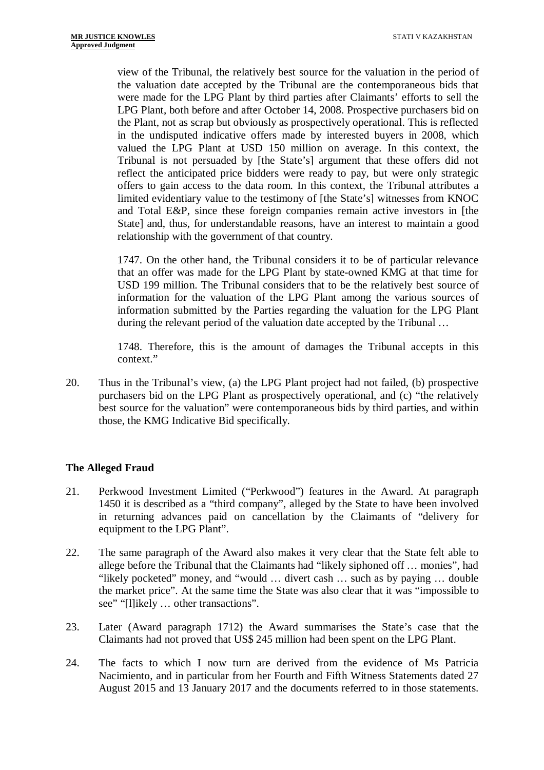view of the Tribunal, the relatively best source for the valuation in the period of the valuation date accepted by the Tribunal are the contemporaneous bids that were made for the LPG Plant by third parties after Claimants' efforts to sell the LPG Plant, both before and after October 14, 2008. Prospective purchasers bid on the Plant, not as scrap but obviously as prospectively operational. This is reflected in the undisputed indicative offers made by interested buyers in 2008, which valued the LPG Plant at USD 150 million on average. In this context, the Tribunal is not persuaded by [the State's] argument that these offers did not reflect the anticipated price bidders were ready to pay, but were only strategic offers to gain access to the data room. In this context, the Tribunal attributes a limited evidentiary value to the testimony of [the State's] witnesses from KNOC and Total E&P, since these foreign companies remain active investors in [the State] and, thus, for understandable reasons, have an interest to maintain a good relationship with the government of that country.

> 1747. On the other hand, the Tribunal considers it to be of particular relevance that an offer was made for the LPG Plant by state-owned KMG at that time for USD 199 million. The Tribunal considers that to be the relatively best source of information for the valuation of the LPG Plant among the various sources of information submitted by the Parties regarding the valuation for the LPG Plant during the relevant period of the valuation date accepted by the Tribunal …
>
> 1748. Therefore, this is the amount of damages the Tribunal accepts in this context."

20. Thus in the Tribunal's view, (a) the LPG Plant project had not failed, (b) prospective purchasers bid on the LPG Plant as prospectively operational, and (c) "the relatively best source for the valuation" were contemporaneous bids by third parties, and within those, the KMG Indicative Bid specifically.

### The Alleged Fraud

21. Perkwood Investment Limited ("Perkwood") features in the Award. At paragraph 1450 it is described as a "third company", alleged by the State to have been involved in returning advances paid on cancellation by the Claimants of "delivery for equipment to the LPG Plant".

22. The same paragraph of the Award also makes it very clear that the State felt able to allege before the Tribunal that the Claimants had "likely siphoned off … monies", had "likely pocketed" money, and "would … divert cash … such as by paying … double the market price". At the same time the State was also clear that it was "impossible to see" "[l]ikely … other transactions".

23. Later (Award paragraph 1712) the Award summarises the State's case that the Claimants had not proved that US$ 245 million had been spent on the LPG Plant.

24. The facts to which I now turn are derived from the evidence of Ms Patricia Nacimiento, and in particular from her Fourth and Fifth Witness Statements dated 27 August 2015 and 13 January 2017 and the documents referred to in those statements.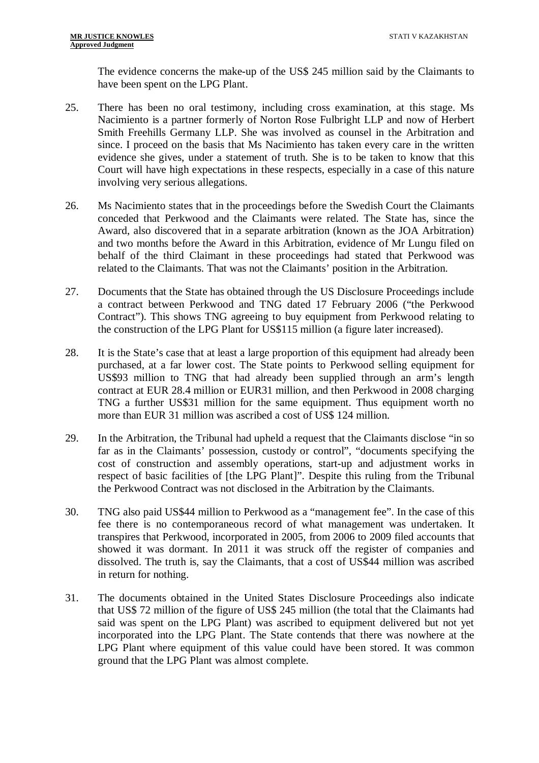The evidence concerns the make-up of the US$ 245 million said by the Claimants to have been spent on the LPG Plant.

25. There has been no oral testimony, including cross examination, at this stage. Ms Nacimiento is a partner formerly of Norton Rose Fulbright LLP and now of Herbert Smith Freehills Germany LLP. She was involved as counsel in the Arbitration and since. I proceed on the basis that Ms Nacimiento has taken every care in the written evidence she gives, under a statement of truth. She is to be taken to know that this Court will have high expectations in these respects, especially in a case of this nature involving very serious allegations.

26. Ms Nacimiento states that in the proceedings before the Swedish Court the Claimants conceded that Perkwood and the Claimants were related. The State has, since the Award, also discovered that in a separate arbitration (known as the JOA Arbitration) and two months before the Award in this Arbitration, evidence of Mr Lungu filed on behalf of the third Claimant in these proceedings had stated that Perkwood was related to the Claimants. That was not the Claimants' position in the Arbitration.

27. Documents that the State has obtained through the US Disclosure Proceedings include a contract between Perkwood and TNG dated 17 February 2006 ("the Perkwood Contract"). This shows TNG agreeing to buy equipment from Perkwood relating to the construction of the LPG Plant for US$115 million (a figure later increased).

28. It is the State's case that at least a large proportion of this equipment had already been purchased, at a far lower cost. The State points to Perkwood selling equipment for US$93 million to TNG that had already been supplied through an arm's length contract at EUR 28.4 million or EUR31 million, and then Perkwood in 2008 charging TNG a further US$31 million for the same equipment. Thus equipment worth no more than EUR 31 million was ascribed a cost of US$ 124 million.

29. In the Arbitration, the Tribunal had upheld a request that the Claimants disclose "in so far as in the Claimants' possession, custody or control", "documents specifying the cost of construction and assembly operations, start-up and adjustment works in respect of basic facilities of [the LPG Plant]". Despite this ruling from the Tribunal the Perkwood Contract was not disclosed in the Arbitration by the Claimants.

30. TNG also paid US$44 million to Perkwood as a "management fee". In the case of this fee there is no contemporaneous record of what management was undertaken. It transpires that Perkwood, incorporated in 2005, from 2006 to 2009 filed accounts that showed it was dormant. In 2011 it was struck off the register of companies and dissolved. The truth is, say the Claimants, that a cost of US$44 million was ascribed in return for nothing.

31. The documents obtained in the United States Disclosure Proceedings also indicate that US$ 72 million of the figure of US$ 245 million (the total that the Claimants had said was spent on the LPG Plant) was ascribed to equipment delivered but not yet incorporated into the LPG Plant. The State contends that there was nowhere at the LPG Plant where equipment of this value could have been stored. It was common ground that the LPG Plant was almost complete.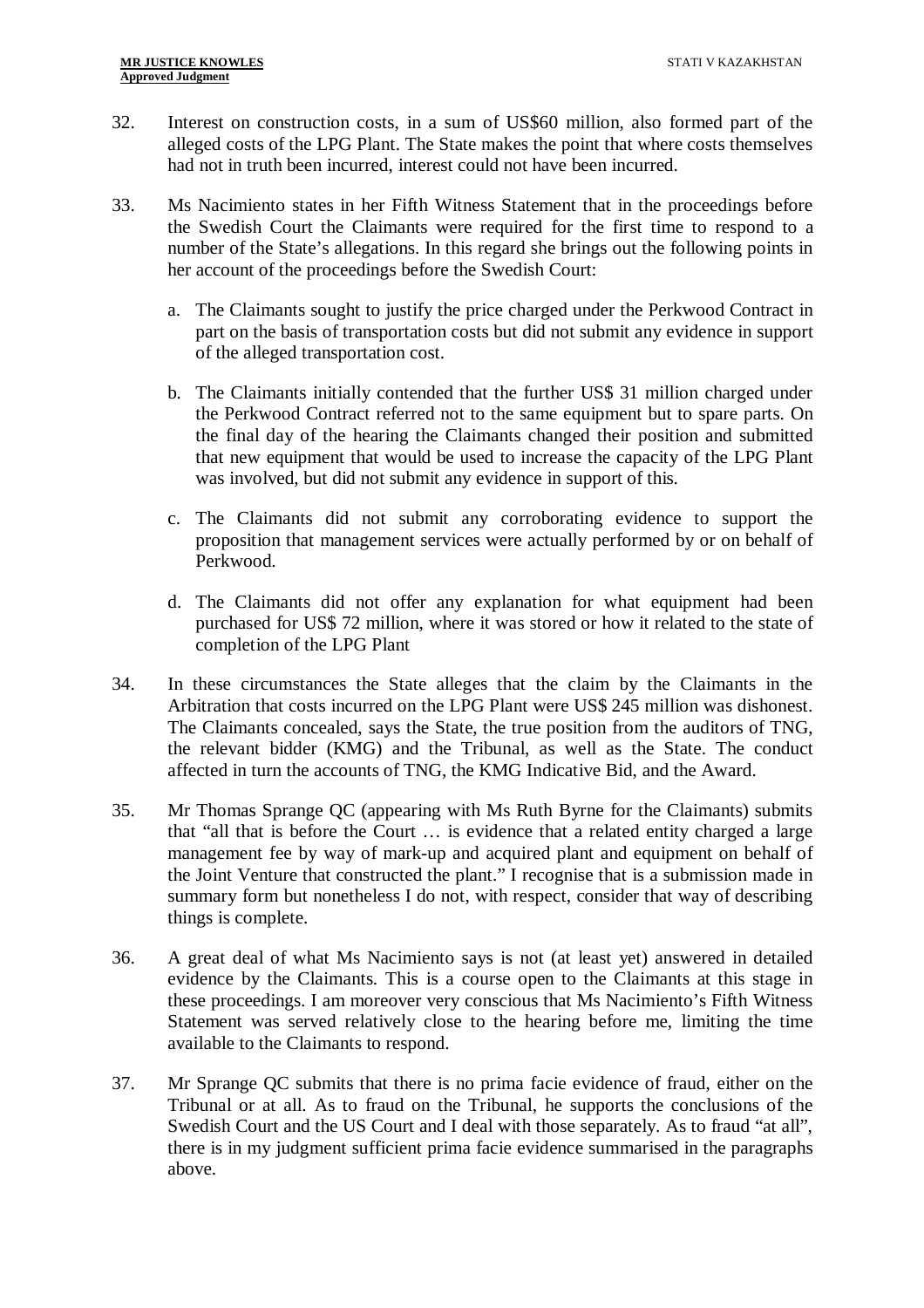32. Interest on construction costs, in a sum of US$60 million, also formed part of the alleged costs of the LPG Plant. The State makes the point that where costs themselves had not in truth been incurred, interest could not have been incurred.

33. Ms Nacimiento states in her Fifth Witness Statement that in the proceedings before the Swedish Court the Claimants were required for the first time to respond to a number of the State's allegations. In this regard she brings out the following points in her account of the proceedings before the Swedish Court:

    a. The Claimants sought to justify the price charged under the Perkwood Contract in part on the basis of transportation costs but did not submit any evidence in support of the alleged transportation cost.

    b. The Claimants initially contended that the further US$ 31 million charged under the Perkwood Contract referred not to the same equipment but to spare parts. On the final day of the hearing the Claimants changed their position and submitted that new equipment that would be used to increase the capacity of the LPG Plant was involved, but did not submit any evidence in support of this.

    c. The Claimants did not submit any corroborating evidence to support the proposition that management services were actually performed by or on behalf of Perkwood.

    d. The Claimants did not offer any explanation for what equipment had been purchased for US$ 72 million, where it was stored or how it related to the state of completion of the LPG Plant

34. In these circumstances the State alleges that the claim by the Claimants in the Arbitration that costs incurred on the LPG Plant were US$ 245 million was dishonest. The Claimants concealed, says the State, the true position from the auditors of TNG, the relevant bidder (KMG) and the Tribunal, as well as the State. The conduct affected in turn the accounts of TNG, the KMG Indicative Bid, and the Award.

35. Mr Thomas Sprange QC (appearing with Ms Ruth Byrne for the Claimants) submits that "all that is before the Court … is evidence that a related entity charged a large management fee by way of mark-up and acquired plant and equipment on behalf of the Joint Venture that constructed the plant." I recognise that is a submission made in summary form but nonetheless I do not, with respect, consider that way of describing things is complete.

36. A great deal of what Ms Nacimiento says is not (at least yet) answered in detailed evidence by the Claimants. This is a course open to the Claimants at this stage in these proceedings. I am moreover very conscious that Ms Nacimiento's Fifth Witness Statement was served relatively close to the hearing before me, limiting the time available to the Claimants to respond.

37. Mr Sprange QC submits that there is no prima facie evidence of fraud, either on the Tribunal or at all. As to fraud on the Tribunal, he supports the conclusions of the Swedish Court and the US Court and I deal with those separately. As to fraud "at all", there is in my judgment sufficient prima facie evidence summarised in the paragraphs above.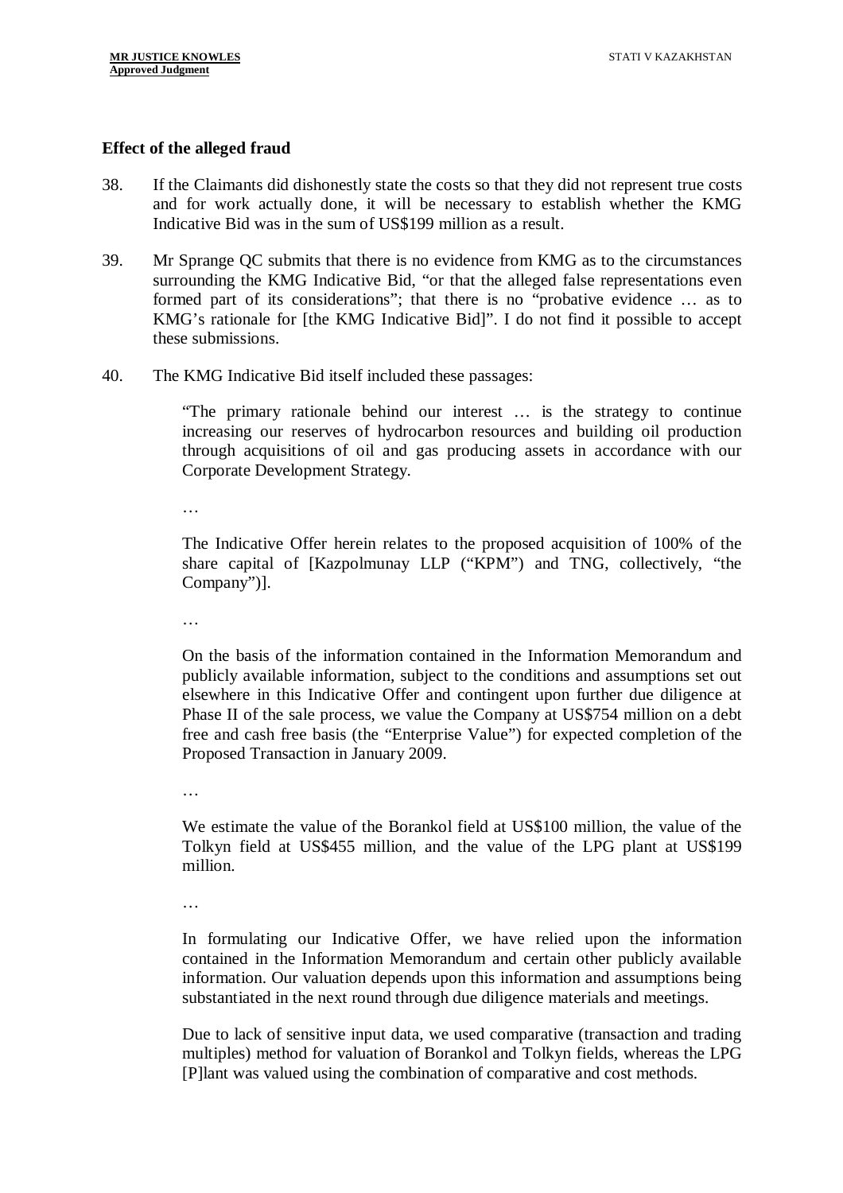**Effect of the alleged fraud**

38. If the Claimants did dishonestly state the costs so that they did not represent true costs and for work actually done, it will be necessary to establish whether the KMG Indicative Bid was in the sum of US$199 million as a result.

39. Mr Sprange QC submits that there is no evidence from KMG as to the circumstances surrounding the KMG Indicative Bid, "or that the alleged false representations even formed part of its considerations"; that there is no "probative evidence … as to KMG's rationale for [the KMG Indicative Bid]". I do not find it possible to accept these submissions.

40. The KMG Indicative Bid itself included these passages:

> "The primary rationale behind our interest … is the strategy to continue increasing our reserves of hydrocarbon resources and building oil production through acquisitions of oil and gas producing assets in accordance with our Corporate Development Strategy.
>
> …
>
> The Indicative Offer herein relates to the proposed acquisition of 100% of the share capital of [Kazpolmunay LLP ("KPM") and TNG, collectively, "the Company")].
>
> …
>
> On the basis of the information contained in the Information Memorandum and publicly available information, subject to the conditions and assumptions set out elsewhere in this Indicative Offer and contingent upon further due diligence at Phase II of the sale process, we value the Company at US$754 million on a debt free and cash free basis (the "Enterprise Value") for expected completion of the Proposed Transaction in January 2009.
>
> …
>
> We estimate the value of the Borankol field at US$100 million, the value of the Tolkyn field at US$455 million, and the value of the LPG plant at US$199 million.
>
> …
>
> In formulating our Indicative Offer, we have relied upon the information contained in the Information Memorandum and certain other publicly available information. Our valuation depends upon this information and assumptions being substantiated in the next round through due diligence materials and meetings.
>
> Due to lack of sensitive input data, we used comparative (transaction and trading multiples) method for valuation of Borankol and Tolkyn fields, whereas the LPG [P]lant was valued using the combination of comparative and cost methods.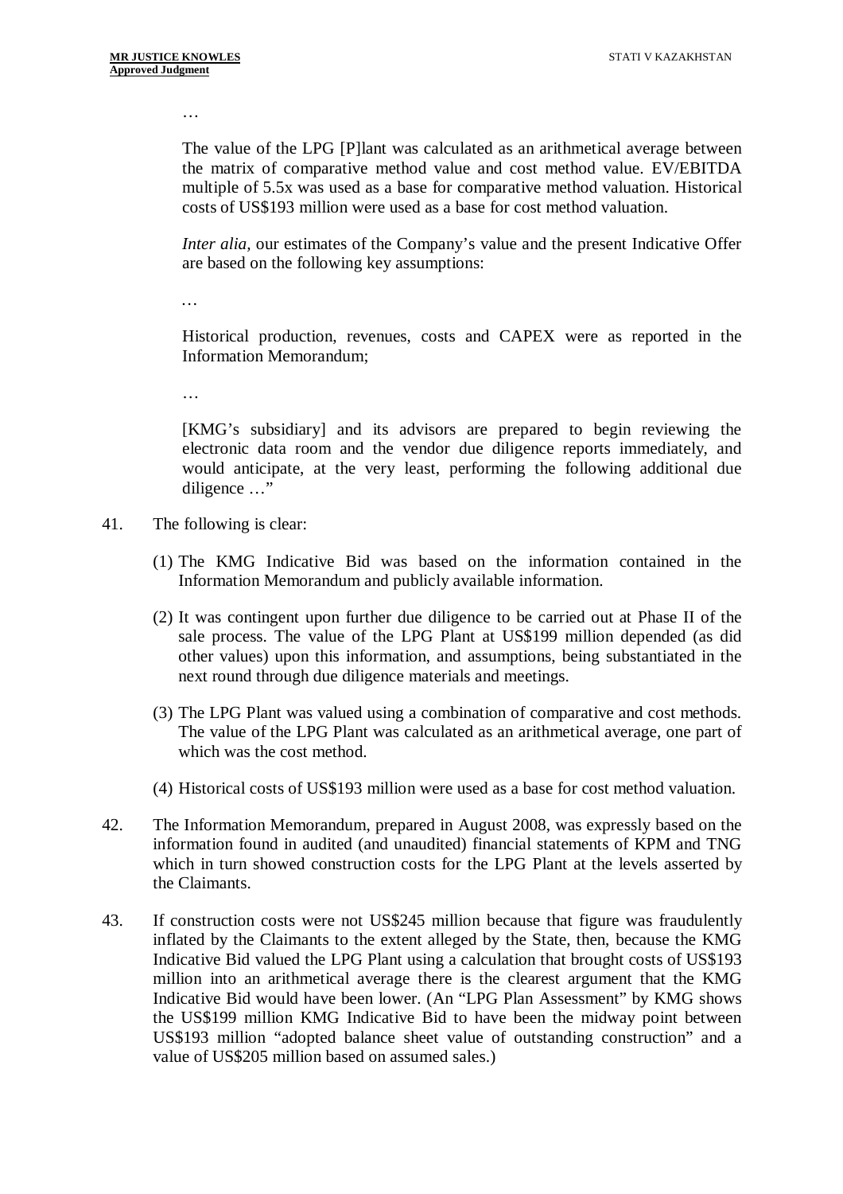…

The value of the LPG [P]lant was calculated as an arithmetical average between the matrix of comparative method value and cost method value. EV/EBITDA multiple of 5.5x was used as a base for comparative method valuation. Historical costs of US$193 million were used as a base for cost method valuation.

*Inter alia,* our estimates of the Company's value and the present Indicative Offer are based on the following key assumptions:

…

Historical production, revenues, costs and CAPEX were as reported in the Information Memorandum;

…

[KMG's subsidiary] and its advisors are prepared to begin reviewing the electronic data room and the vendor due diligence reports immediately, and would anticipate, at the very least, performing the following additional due diligence …"

41. The following is clear:

    (1) The KMG Indicative Bid was based on the information contained in the Information Memorandum and publicly available information.

    (2) It was contingent upon further due diligence to be carried out at Phase II of the sale process. The value of the LPG Plant at US$199 million depended (as did other values) upon this information, and assumptions, being substantiated in the next round through due diligence materials and meetings.

    (3) The LPG Plant was valued using a combination of comparative and cost methods. The value of the LPG Plant was calculated as an arithmetical average, one part of which was the cost method.

    (4) Historical costs of US$193 million were used as a base for cost method valuation.

42. The Information Memorandum, prepared in August 2008, was expressly based on the information found in audited (and unaudited) financial statements of KPM and TNG which in turn showed construction costs for the LPG Plant at the levels asserted by the Claimants.

43. If construction costs were not US$245 million because that figure was fraudulently inflated by the Claimants to the extent alleged by the State, then, because the KMG Indicative Bid valued the LPG Plant using a calculation that brought costs of US$193 million into an arithmetical average there is the clearest argument that the KMG Indicative Bid would have been lower. (An "LPG Plan Assessment" by KMG shows the US$199 million KMG Indicative Bid to have been the midway point between US$193 million "adopted balance sheet value of outstanding construction" and a value of US$205 million based on assumed sales.)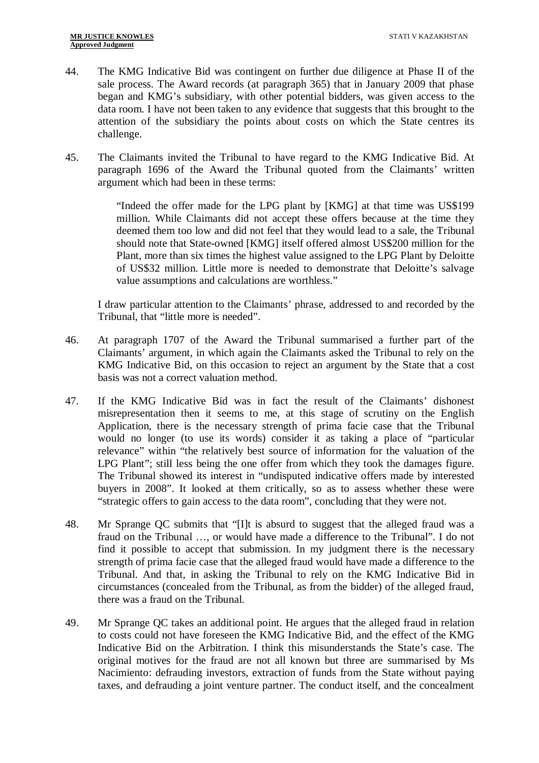44. The KMG Indicative Bid was contingent on further due diligence at Phase II of the sale process. The Award records (at paragraph 365) that in January 2009 that phase began and KMG's subsidiary, with other potential bidders, was given access to the data room. I have not been taken to any evidence that suggests that this brought to the attention of the subsidiary the points about costs on which the State centres its challenge.

45. The Claimants invited the Tribunal to have regard to the KMG Indicative Bid. At paragraph 1696 of the Award the Tribunal quoted from the Claimants' written argument which had been in these terms:

> "Indeed the offer made for the LPG plant by [KMG] at that time was US$199 million. While Claimants did not accept these offers because at the time they deemed them too low and did not feel that they would lead to a sale, the Tribunal should note that State-owned [KMG] itself offered almost US$200 million for the Plant, more than six times the highest value assigned to the LPG Plant by Deloitte of US$32 million. Little more is needed to demonstrate that Deloitte's salvage value assumptions and calculations are worthless."

I draw particular attention to the Claimants' phrase, addressed to and recorded by the Tribunal, that "little more is needed".

46. At paragraph 1707 of the Award the Tribunal summarised a further part of the Claimants' argument, in which again the Claimants asked the Tribunal to rely on the KMG Indicative Bid, on this occasion to reject an argument by the State that a cost basis was not a correct valuation method.

47. If the KMG Indicative Bid was in fact the result of the Claimants' dishonest misrepresentation then it seems to me, at this stage of scrutiny on the English Application, there is the necessary strength of prima facie case that the Tribunal would no longer (to use its words) consider it as taking a place of "particular relevance" within "the relatively best source of information for the valuation of the LPG Plant"; still less being the one offer from which they took the damages figure. The Tribunal showed its interest in "undisputed indicative offers made by interested buyers in 2008". It looked at them critically, so as to assess whether these were "strategic offers to gain access to the data room", concluding that they were not.

48. Mr Sprange QC submits that "[I]t is absurd to suggest that the alleged fraud was a fraud on the Tribunal …, or would have made a difference to the Tribunal". I do not find it possible to accept that submission. In my judgment there is the necessary strength of prima facie case that the alleged fraud would have made a difference to the Tribunal. And that, in asking the Tribunal to rely on the KMG Indicative Bid in circumstances (concealed from the Tribunal, as from the bidder) of the alleged fraud, there was a fraud on the Tribunal.

49. Mr Sprange QC takes an additional point. He argues that the alleged fraud in relation to costs could not have foreseen the KMG Indicative Bid, and the effect of the KMG Indicative Bid on the Arbitration. I think this misunderstands the State's case. The original motives for the fraud are not all known but three are summarised by Ms Nacimiento: defrauding investors, extraction of funds from the State without paying taxes, and defrauding a joint venture partner. The conduct itself, and the concealment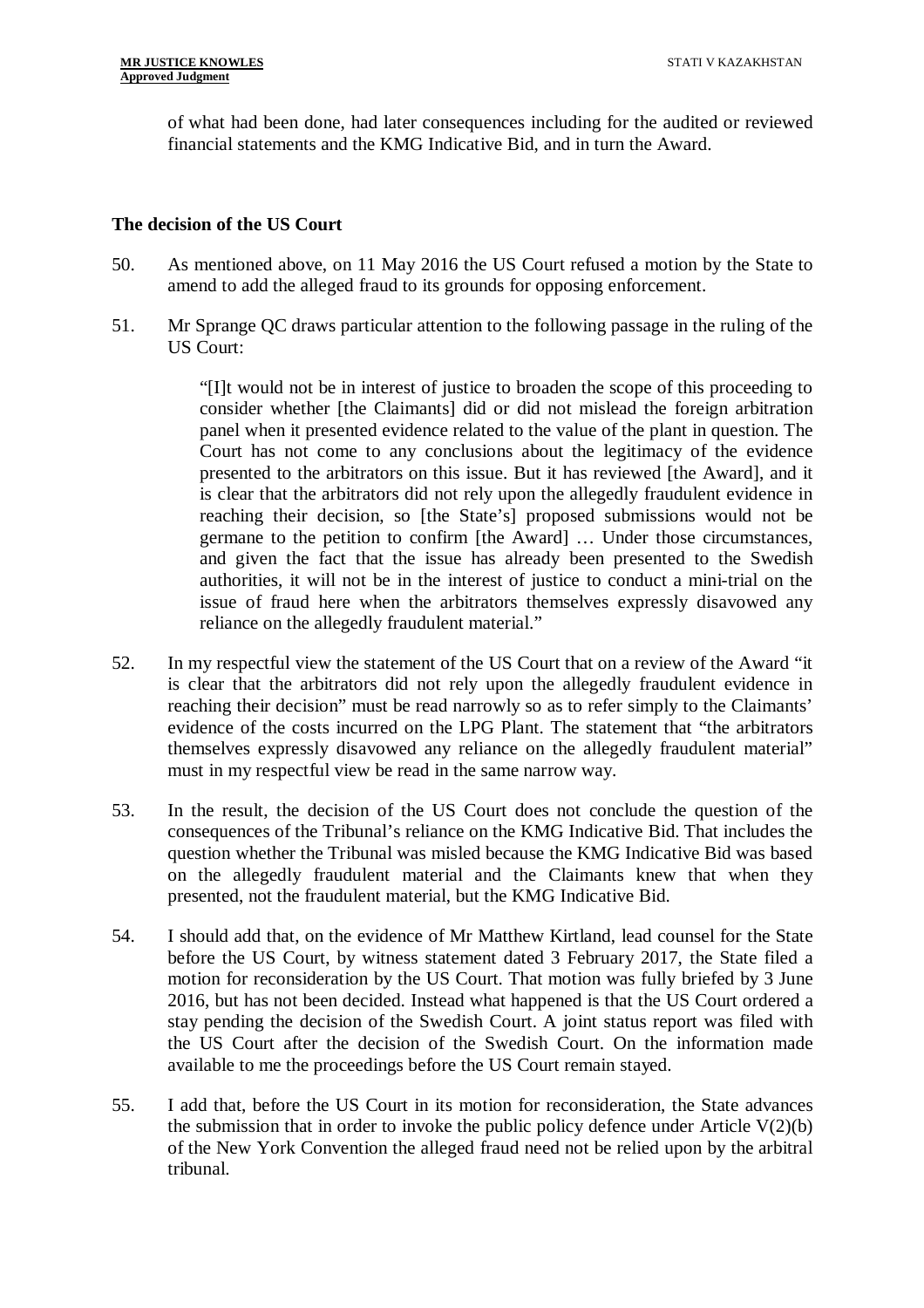of what had been done, had later consequences including for the audited or reviewed financial statements and the KMG Indicative Bid, and in turn the Award.

**The decision of the US Court**

50. As mentioned above, on 11 May 2016 the US Court refused a motion by the State to amend to add the alleged fraud to its grounds for opposing enforcement.

51. Mr Sprange QC draws particular attention to the following passage in the ruling of the US Court:

> "[I]t would not be in interest of justice to broaden the scope of this proceeding to consider whether [the Claimants] did or did not mislead the foreign arbitration panel when it presented evidence related to the value of the plant in question. The Court has not come to any conclusions about the legitimacy of the evidence presented to the arbitrators on this issue. But it has reviewed [the Award], and it is clear that the arbitrators did not rely upon the allegedly fraudulent evidence in reaching their decision, so [the State's] proposed submissions would not be germane to the petition to confirm [the Award] … Under those circumstances, and given the fact that the issue has already been presented to the Swedish authorities, it will not be in the interest of justice to conduct a mini-trial on the issue of fraud here when the arbitrators themselves expressly disavowed any reliance on the allegedly fraudulent material."

52. In my respectful view the statement of the US Court that on a review of the Award "it is clear that the arbitrators did not rely upon the allegedly fraudulent evidence in reaching their decision" must be read narrowly so as to refer simply to the Claimants' evidence of the costs incurred on the LPG Plant. The statement that "the arbitrators themselves expressly disavowed any reliance on the allegedly fraudulent material" must in my respectful view be read in the same narrow way.

53. In the result, the decision of the US Court does not conclude the question of the consequences of the Tribunal's reliance on the KMG Indicative Bid. That includes the question whether the Tribunal was misled because the KMG Indicative Bid was based on the allegedly fraudulent material and the Claimants knew that when they presented, not the fraudulent material, but the KMG Indicative Bid.

54. I should add that, on the evidence of Mr Matthew Kirtland, lead counsel for the State before the US Court, by witness statement dated 3 February 2017, the State filed a motion for reconsideration by the US Court. That motion was fully briefed by 3 June 2016, but has not been decided. Instead what happened is that the US Court ordered a stay pending the decision of the Swedish Court. A joint status report was filed with the US Court after the decision of the Swedish Court. On the information made available to me the proceedings before the US Court remain stayed.

55. I add that, before the US Court in its motion for reconsideration, the State advances the submission that in order to invoke the public policy defence under Article V(2)(b) of the New York Convention the alleged fraud need not be relied upon by the arbitral tribunal.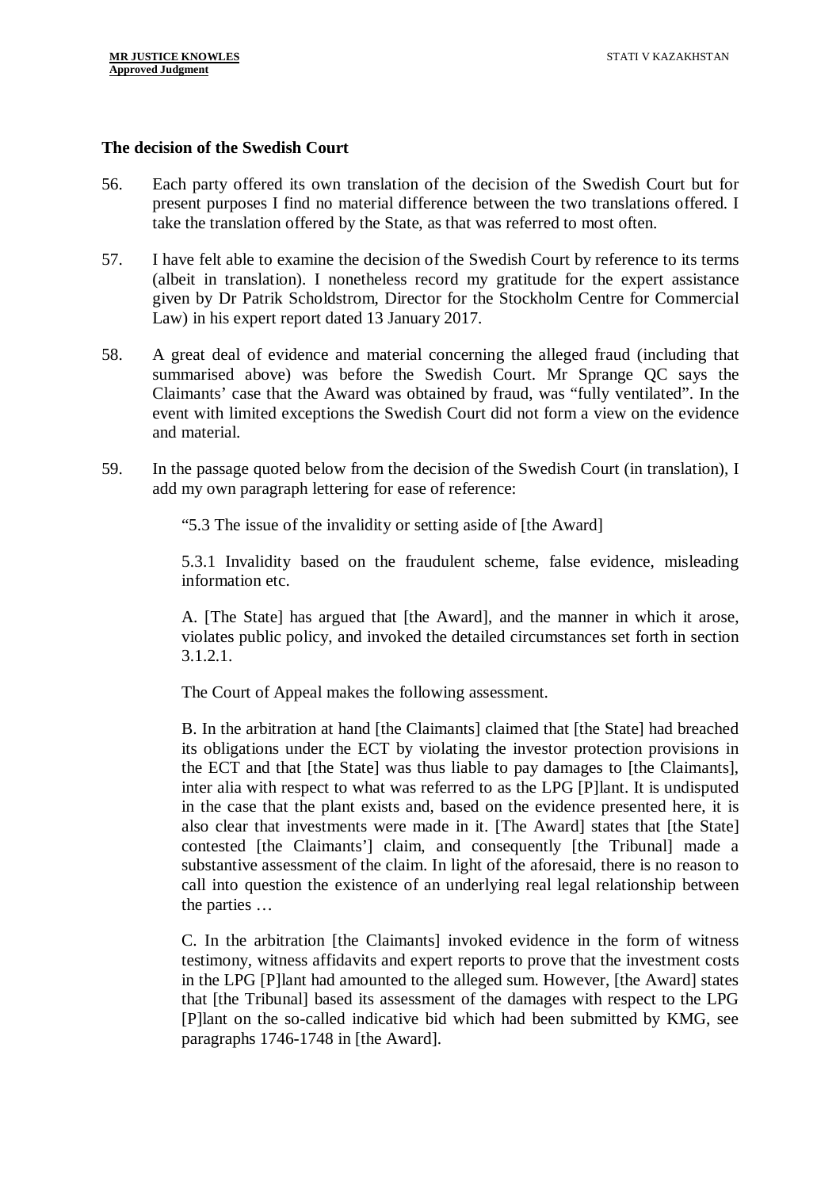### The decision of the Swedish Court

56. Each party offered its own translation of the decision of the Swedish Court but for present purposes I find no material difference between the two translations offered. I take the translation offered by the State, as that was referred to most often.

57. I have felt able to examine the decision of the Swedish Court by reference to its terms (albeit in translation). I nonetheless record my gratitude for the expert assistance given by Dr Patrik Scholdstrom, Director for the Stockholm Centre for Commercial Law) in his expert report dated 13 January 2017.

58. A great deal of evidence and material concerning the alleged fraud (including that summarised above) was before the Swedish Court. Mr Sprange QC says the Claimants' case that the Award was obtained by fraud, was "fully ventilated". In the event with limited exceptions the Swedish Court did not form a view on the evidence and material.

59. In the passage quoted below from the decision of the Swedish Court (in translation), I add my own paragraph lettering for ease of reference:

> "5.3 The issue of the invalidity or setting aside of [the Award]
>
> 5.3.1 Invalidity based on the fraudulent scheme, false evidence, misleading information etc.
>
> A. [The State] has argued that [the Award], and the manner in which it arose, violates public policy, and invoked the detailed circumstances set forth in section 3.1.2.1.
>
> The Court of Appeal makes the following assessment.
>
> B. In the arbitration at hand [the Claimants] claimed that [the State] had breached its obligations under the ECT by violating the investor protection provisions in the ECT and that [the State] was thus liable to pay damages to [the Claimants], inter alia with respect to what was referred to as the LPG [P]lant. It is undisputed in the case that the plant exists and, based on the evidence presented here, it is also clear that investments were made in it. [The Award] states that [the State] contested [the Claimants'] claim, and consequently [the Tribunal] made a substantive assessment of the claim. In light of the aforesaid, there is no reason to call into question the existence of an underlying real legal relationship between the parties …
>
> C. In the arbitration [the Claimants] invoked evidence in the form of witness testimony, witness affidavits and expert reports to prove that the investment costs in the LPG [P]lant had amounted to the alleged sum. However, [the Award] states that [the Tribunal] based its assessment of the damages with respect to the LPG [P]lant on the so-called indicative bid which had been submitted by KMG, see paragraphs 1746-1748 in [the Award].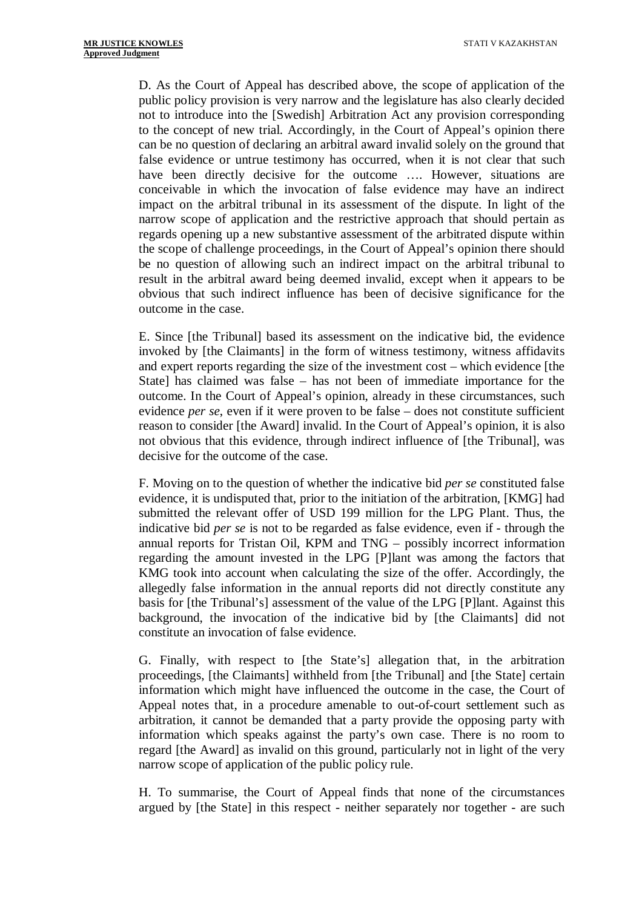D. As the Court of Appeal has described above, the scope of application of the public policy provision is very narrow and the legislature has also clearly decided not to introduce into the [Swedish] Arbitration Act any provision corresponding to the concept of new trial. Accordingly, in the Court of Appeal's opinion there can be no question of declaring an arbitral award invalid solely on the ground that false evidence or untrue testimony has occurred, when it is not clear that such have been directly decisive for the outcome …. However, situations are conceivable in which the invocation of false evidence may have an indirect impact on the arbitral tribunal in its assessment of the dispute. In light of the narrow scope of application and the restrictive approach that should pertain as regards opening up a new substantive assessment of the arbitrated dispute within the scope of challenge proceedings, in the Court of Appeal's opinion there should be no question of allowing such an indirect impact on the arbitral tribunal to result in the arbitral award being deemed invalid, except when it appears to be obvious that such indirect influence has been of decisive significance for the outcome in the case.

E. Since [the Tribunal] based its assessment on the indicative bid, the evidence invoked by [the Claimants] in the form of witness testimony, witness affidavits and expert reports regarding the size of the investment cost – which evidence [the State] has claimed was false – has not been of immediate importance for the outcome. In the Court of Appeal's opinion, already in these circumstances, such evidence *per se*, even if it were proven to be false – does not constitute sufficient reason to consider [the Award] invalid. In the Court of Appeal's opinion, it is also not obvious that this evidence, through indirect influence of [the Tribunal], was decisive for the outcome of the case.

F. Moving on to the question of whether the indicative bid *per se* constituted false evidence, it is undisputed that, prior to the initiation of the arbitration, [KMG] had submitted the relevant offer of USD 199 million for the LPG Plant. Thus, the indicative bid *per se* is not to be regarded as false evidence, even if - through the annual reports for Tristan Oil, KPM and TNG – possibly incorrect information regarding the amount invested in the LPG [P]lant was among the factors that KMG took into account when calculating the size of the offer. Accordingly, the allegedly false information in the annual reports did not directly constitute any basis for [the Tribunal's] assessment of the value of the LPG [P]lant. Against this background, the invocation of the indicative bid by [the Claimants] did not constitute an invocation of false evidence.

G. Finally, with respect to [the State's] allegation that, in the arbitration proceedings, [the Claimants] withheld from [the Tribunal] and [the State] certain information which might have influenced the outcome in the case, the Court of Appeal notes that, in a procedure amenable to out-of-court settlement such as arbitration, it cannot be demanded that a party provide the opposing party with information which speaks against the party's own case. There is no room to regard [the Award] as invalid on this ground, particularly not in light of the very narrow scope of application of the public policy rule.

H. To summarise, the Court of Appeal finds that none of the circumstances argued by [the State] in this respect - neither separately nor together - are such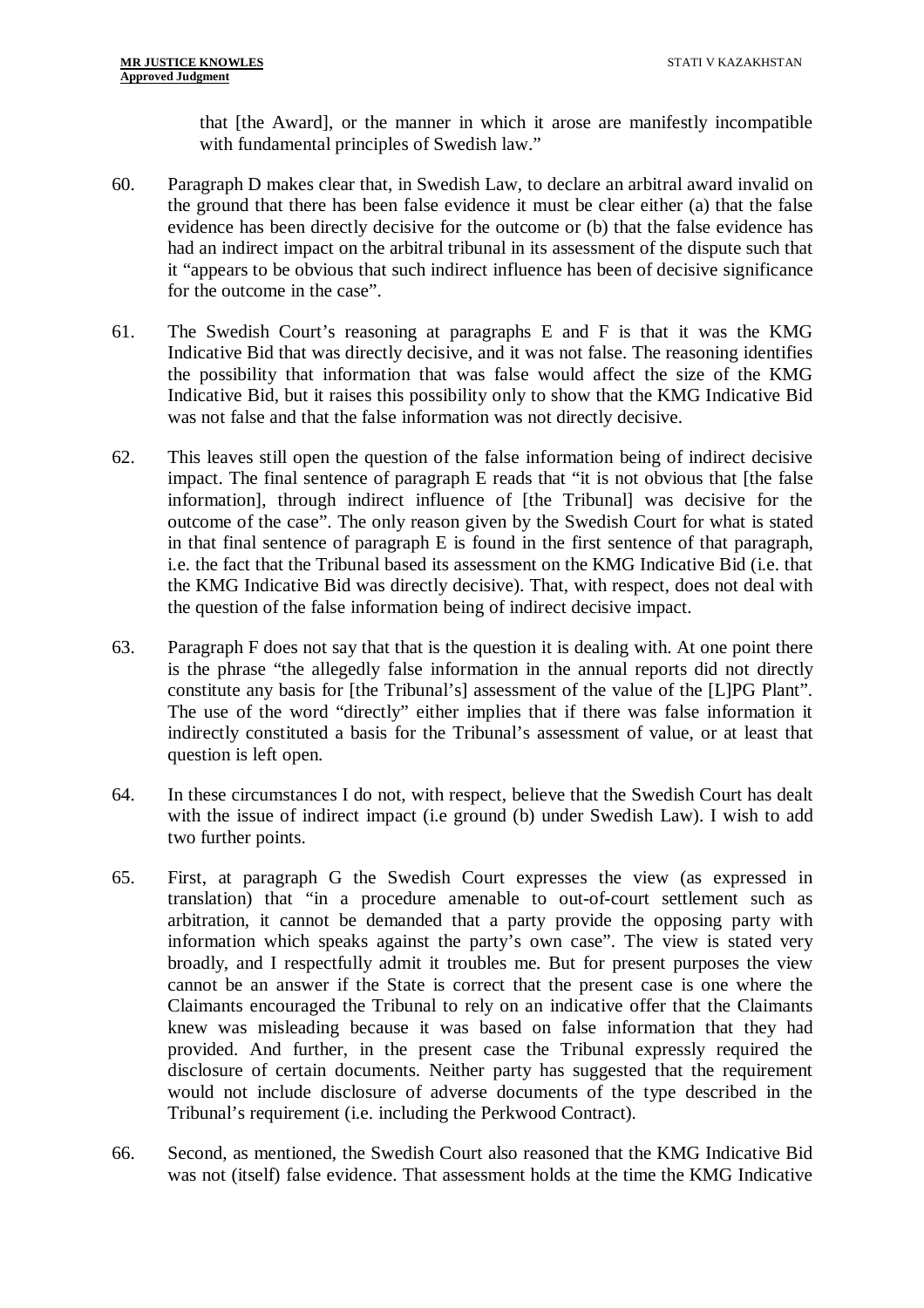that [the Award], or the manner in which it arose are manifestly incompatible with fundamental principles of Swedish law."

60. Paragraph D makes clear that, in Swedish Law, to declare an arbitral award invalid on the ground that there has been false evidence it must be clear either (a) that the false evidence has been directly decisive for the outcome or (b) that the false evidence has had an indirect impact on the arbitral tribunal in its assessment of the dispute such that it "appears to be obvious that such indirect influence has been of decisive significance for the outcome in the case".

61. The Swedish Court's reasoning at paragraphs E and F is that it was the KMG Indicative Bid that was directly decisive, and it was not false. The reasoning identifies the possibility that information that was false would affect the size of the KMG Indicative Bid, but it raises this possibility only to show that the KMG Indicative Bid was not false and that the false information was not directly decisive.

62. This leaves still open the question of the false information being of indirect decisive impact. The final sentence of paragraph E reads that "it is not obvious that [the false information], through indirect influence of [the Tribunal] was decisive for the outcome of the case". The only reason given by the Swedish Court for what is stated in that final sentence of paragraph E is found in the first sentence of that paragraph, i.e. the fact that the Tribunal based its assessment on the KMG Indicative Bid (i.e. that the KMG Indicative Bid was directly decisive). That, with respect, does not deal with the question of the false information being of indirect decisive impact.

63. Paragraph F does not say that that is the question it is dealing with. At one point there is the phrase "the allegedly false information in the annual reports did not directly constitute any basis for [the Tribunal's] assessment of the value of the [L]PG Plant". The use of the word "directly" either implies that if there was false information it indirectly constituted a basis for the Tribunal's assessment of value, or at least that question is left open.

64. In these circumstances I do not, with respect, believe that the Swedish Court has dealt with the issue of indirect impact (i.e ground (b) under Swedish Law). I wish to add two further points.

65. First, at paragraph G the Swedish Court expresses the view (as expressed in translation) that "in a procedure amenable to out-of-court settlement such as arbitration, it cannot be demanded that a party provide the opposing party with information which speaks against the party's own case". The view is stated very broadly, and I respectfully admit it troubles me. But for present purposes the view cannot be an answer if the State is correct that the present case is one where the Claimants encouraged the Tribunal to rely on an indicative offer that the Claimants knew was misleading because it was based on false information that they had provided. And further, in the present case the Tribunal expressly required the disclosure of certain documents. Neither party has suggested that the requirement would not include disclosure of adverse documents of the type described in the Tribunal's requirement (i.e. including the Perkwood Contract).

66. Second, as mentioned, the Swedish Court also reasoned that the KMG Indicative Bid was not (itself) false evidence. That assessment holds at the time the KMG Indicative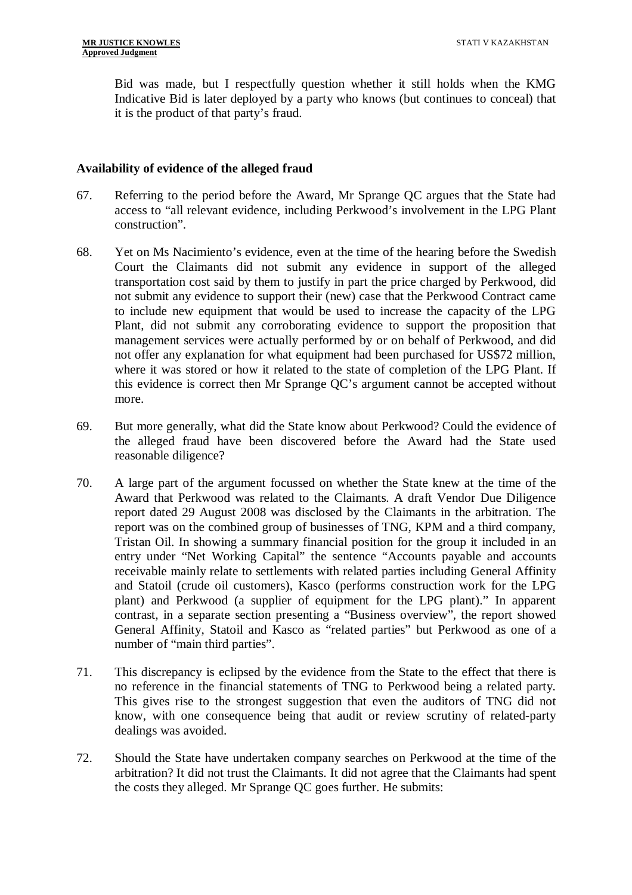Bid was made, but I respectfully question whether it still holds when the KMG Indicative Bid is later deployed by a party who knows (but continues to conceal) that it is the product of that party's fraud.

### Availability of evidence of the alleged fraud

67. Referring to the period before the Award, Mr Sprange QC argues that the State had access to "all relevant evidence, including Perkwood's involvement in the LPG Plant construction".

68. Yet on Ms Nacimiento's evidence, even at the time of the hearing before the Swedish Court the Claimants did not submit any evidence in support of the alleged transportation cost said by them to justify in part the price charged by Perkwood, did not submit any evidence to support their (new) case that the Perkwood Contract came to include new equipment that would be used to increase the capacity of the LPG Plant, did not submit any corroborating evidence to support the proposition that management services were actually performed by or on behalf of Perkwood, and did not offer any explanation for what equipment had been purchased for US$72 million, where it was stored or how it related to the state of completion of the LPG Plant. If this evidence is correct then Mr Sprange QC's argument cannot be accepted without more.

69. But more generally, what did the State know about Perkwood? Could the evidence of the alleged fraud have been discovered before the Award had the State used reasonable diligence?

70. A large part of the argument focussed on whether the State knew at the time of the Award that Perkwood was related to the Claimants. A draft Vendor Due Diligence report dated 29 August 2008 was disclosed by the Claimants in the arbitration. The report was on the combined group of businesses of TNG, KPM and a third company, Tristan Oil. In showing a summary financial position for the group it included in an entry under "Net Working Capital" the sentence "Accounts payable and accounts receivable mainly relate to settlements with related parties including General Affinity and Statoil (crude oil customers), Kasco (performs construction work for the LPG plant) and Perkwood (a supplier of equipment for the LPG plant)." In apparent contrast, in a separate section presenting a "Business overview", the report showed General Affinity, Statoil and Kasco as "related parties" but Perkwood as one of a number of "main third parties".

71. This discrepancy is eclipsed by the evidence from the State to the effect that there is no reference in the financial statements of TNG to Perkwood being a related party. This gives rise to the strongest suggestion that even the auditors of TNG did not know, with one consequence being that audit or review scrutiny of related-party dealings was avoided.

72. Should the State have undertaken company searches on Perkwood at the time of the arbitration? It did not trust the Claimants. It did not agree that the Claimants had spent the costs they alleged. Mr Sprange QC goes further. He submits: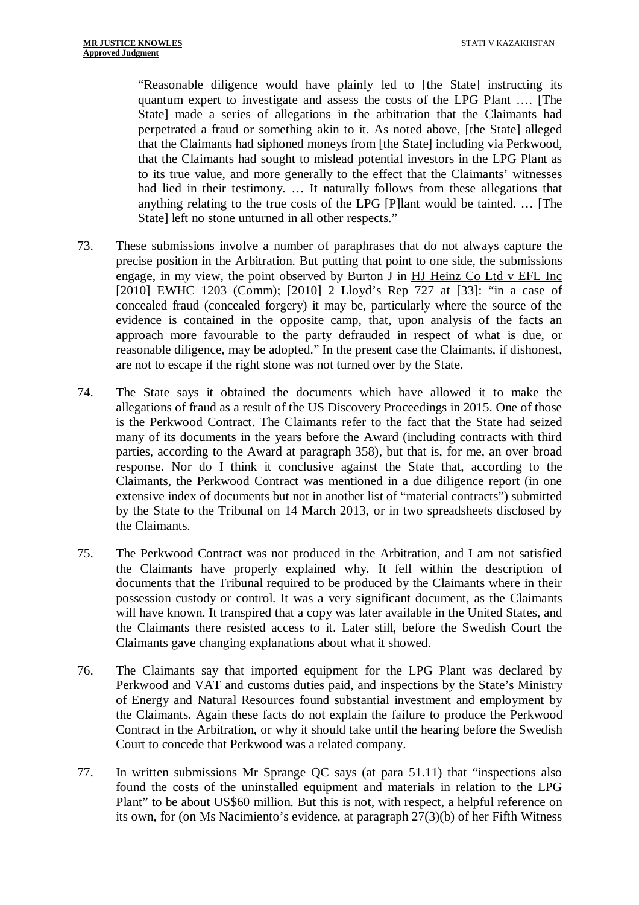> "Reasonable diligence would have plainly led to [the State] instructing its quantum expert to investigate and assess the costs of the LPG Plant …. [The State] made a series of allegations in the arbitration that the Claimants had perpetrated a fraud or something akin to it. As noted above, [the State] alleged that the Claimants had siphoned moneys from [the State] including via Perkwood, that the Claimants had sought to mislead potential investors in the LPG Plant as to its true value, and more generally to the effect that the Claimants' witnesses had lied in their testimony. … It naturally follows from these allegations that anything relating to the true costs of the LPG [P]lant would be tainted. … [The State] left no stone unturned in all other respects."

73. These submissions involve a number of paraphrases that do not always capture the precise position in the Arbitration. But putting that point to one side, the submissions engage, in my view, the point observed by Burton J in HJ Heinz Co Ltd v EFL Inc [2010] EWHC 1203 (Comm); [2010] 2 Lloyd's Rep 727 at [33]: "in a case of concealed fraud (concealed forgery) it may be, particularly where the source of the evidence is contained in the opposite camp, that, upon analysis of the facts an approach more favourable to the party defrauded in respect of what is due, or reasonable diligence, may be adopted." In the present case the Claimants, if dishonest, are not to escape if the right stone was not turned over by the State.

74. The State says it obtained the documents which have allowed it to make the allegations of fraud as a result of the US Discovery Proceedings in 2015. One of those is the Perkwood Contract. The Claimants refer to the fact that the State had seized many of its documents in the years before the Award (including contracts with third parties, according to the Award at paragraph 358), but that is, for me, an over broad response. Nor do I think it conclusive against the State that, according to the Claimants, the Perkwood Contract was mentioned in a due diligence report (in one extensive index of documents but not in another list of "material contracts") submitted by the State to the Tribunal on 14 March 2013, or in two spreadsheets disclosed by the Claimants.

75. The Perkwood Contract was not produced in the Arbitration, and I am not satisfied the Claimants have properly explained why. It fell within the description of documents that the Tribunal required to be produced by the Claimants where in their possession custody or control. It was a very significant document, as the Claimants will have known. It transpired that a copy was later available in the United States, and the Claimants there resisted access to it. Later still, before the Swedish Court the Claimants gave changing explanations about what it showed.

76. The Claimants say that imported equipment for the LPG Plant was declared by Perkwood and VAT and customs duties paid, and inspections by the State's Ministry of Energy and Natural Resources found substantial investment and employment by the Claimants. Again these facts do not explain the failure to produce the Perkwood Contract in the Arbitration, or why it should take until the hearing before the Swedish Court to concede that Perkwood was a related company.

77. In written submissions Mr Sprange QC says (at para 51.11) that "inspections also found the costs of the uninstalled equipment and materials in relation to the LPG Plant" to be about US$60 million. But this is not, with respect, a helpful reference on its own, for (on Ms Nacimiento's evidence, at paragraph 27(3)(b) of her Fifth Witness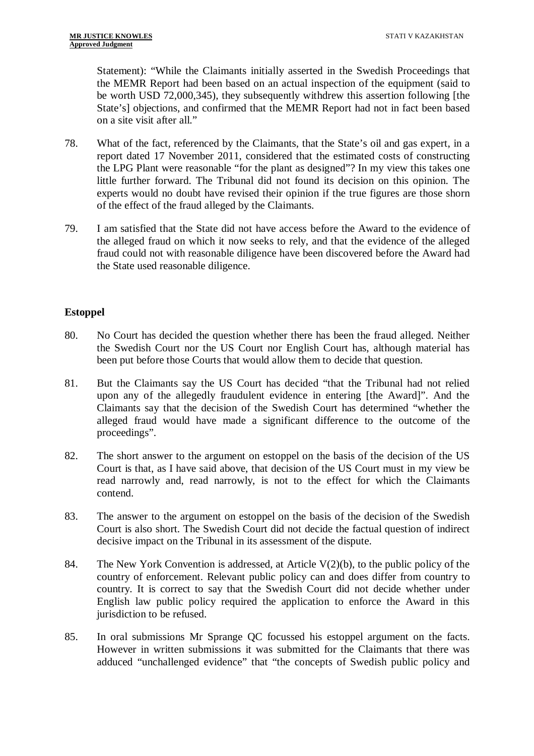Statement): "While the Claimants initially asserted in the Swedish Proceedings that the MEMR Report had been based on an actual inspection of the equipment (said to be worth USD 72,000,345), they subsequently withdrew this assertion following [the State's] objections, and confirmed that the MEMR Report had not in fact been based on a site visit after all."

78. What of the fact, referenced by the Claimants, that the State's oil and gas expert, in a report dated 17 November 2011, considered that the estimated costs of constructing the LPG Plant were reasonable "for the plant as designed"? In my view this takes one little further forward. The Tribunal did not found its decision on this opinion. The experts would no doubt have revised their opinion if the true figures are those shorn of the effect of the fraud alleged by the Claimants.

79. I am satisfied that the State did not have access before the Award to the evidence of the alleged fraud on which it now seeks to rely, and that the evidence of the alleged fraud could not with reasonable diligence have been discovered before the Award had the State used reasonable diligence.

## Estoppel

80. No Court has decided the question whether there has been the fraud alleged. Neither the Swedish Court nor the US Court nor English Court has, although material has been put before those Courts that would allow them to decide that question.

81. But the Claimants say the US Court has decided "that the Tribunal had not relied upon any of the allegedly fraudulent evidence in entering [the Award]". And the Claimants say that the decision of the Swedish Court has determined "whether the alleged fraud would have made a significant difference to the outcome of the proceedings".

82. The short answer to the argument on estoppel on the basis of the decision of the US Court is that, as I have said above, that decision of the US Court must in my view be read narrowly and, read narrowly, is not to the effect for which the Claimants contend.

83. The answer to the argument on estoppel on the basis of the decision of the Swedish Court is also short. The Swedish Court did not decide the factual question of indirect decisive impact on the Tribunal in its assessment of the dispute.

84. The New York Convention is addressed, at Article V(2)(b), to the public policy of the country of enforcement. Relevant public policy can and does differ from country to country. It is correct to say that the Swedish Court did not decide whether under English law public policy required the application to enforce the Award in this jurisdiction to be refused.

85. In oral submissions Mr Sprange QC focussed his estoppel argument on the facts. However in written submissions it was submitted for the Claimants that there was adduced "unchallenged evidence" that "the concepts of Swedish public policy and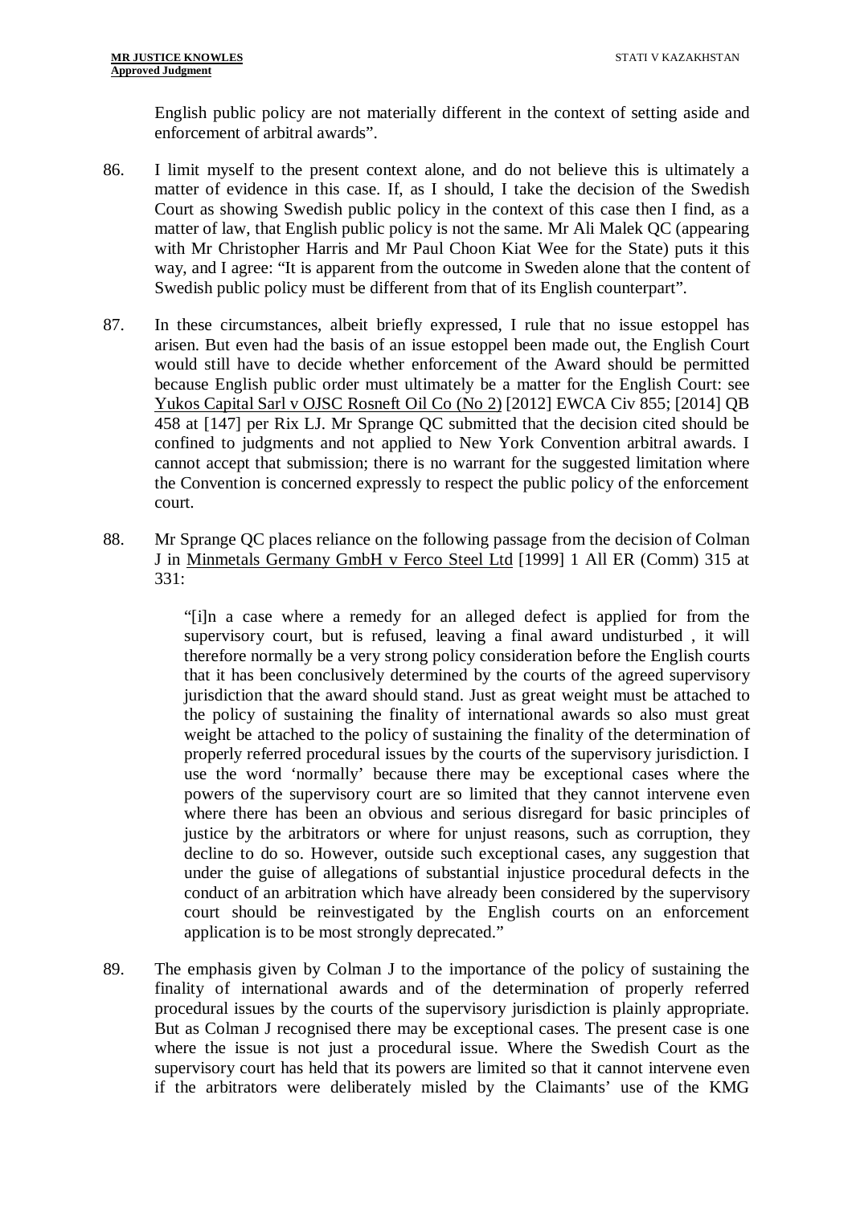English public policy are not materially different in the context of setting aside and enforcement of arbitral awards".

86. I limit myself to the present context alone, and do not believe this is ultimately a matter of evidence in this case. If, as I should, I take the decision of the Swedish Court as showing Swedish public policy in the context of this case then I find, as a matter of law, that English public policy is not the same. Mr Ali Malek QC (appearing with Mr Christopher Harris and Mr Paul Choon Kiat Wee for the State) puts it this way, and I agree: "It is apparent from the outcome in Sweden alone that the content of Swedish public policy must be different from that of its English counterpart".

87. In these circumstances, albeit briefly expressed, I rule that no issue estoppel has arisen. But even had the basis of an issue estoppel been made out, the English Court would still have to decide whether enforcement of the Award should be permitted because English public order must ultimately be a matter for the English Court: see Yukos Capital Sarl v OJSC Rosneft Oil Co (No 2) [2012] EWCA Civ 855; [2014] QB 458 at [147] per Rix LJ. Mr Sprange QC submitted that the decision cited should be confined to judgments and not applied to New York Convention arbitral awards. I cannot accept that submission; there is no warrant for the suggested limitation where the Convention is concerned expressly to respect the public policy of the enforcement court.

88. Mr Sprange QC places reliance on the following passage from the decision of Colman J in Minmetals Germany GmbH v Ferco Steel Ltd [1999] 1 All ER (Comm) 315 at 331:

> "[i]n a case where a remedy for an alleged defect is applied for from the supervisory court, but is refused, leaving a final award undisturbed , it will therefore normally be a very strong policy consideration before the English courts that it has been conclusively determined by the courts of the agreed supervisory jurisdiction that the award should stand. Just as great weight must be attached to the policy of sustaining the finality of international awards so also must great weight be attached to the policy of sustaining the finality of the determination of properly referred procedural issues by the courts of the supervisory jurisdiction. I use the word 'normally' because there may be exceptional cases where the powers of the supervisory court are so limited that they cannot intervene even where there has been an obvious and serious disregard for basic principles of justice by the arbitrators or where for unjust reasons, such as corruption, they decline to do so. However, outside such exceptional cases, any suggestion that under the guise of allegations of substantial injustice procedural defects in the conduct of an arbitration which have already been considered by the supervisory court should be reinvestigated by the English courts on an enforcement application is to be most strongly deprecated."

89. The emphasis given by Colman J to the importance of the policy of sustaining the finality of international awards and of the determination of properly referred procedural issues by the courts of the supervisory jurisdiction is plainly appropriate. But as Colman J recognised there may be exceptional cases. The present case is one where the issue is not just a procedural issue. Where the Swedish Court as the supervisory court has held that its powers are limited so that it cannot intervene even if the arbitrators were deliberately misled by the Claimants' use of the KMG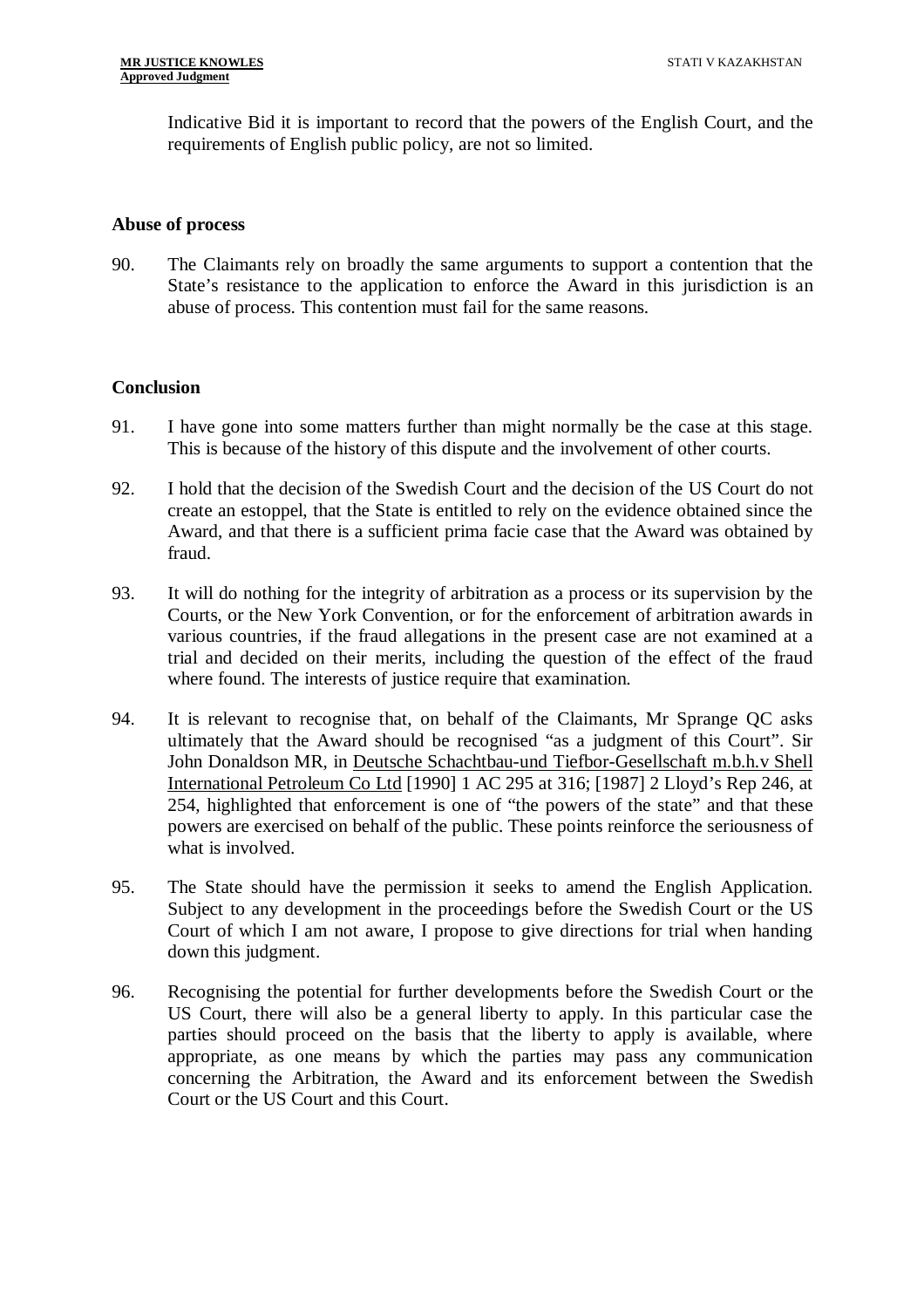Indicative Bid it is important to record that the powers of the English Court, and the requirements of English public policy, are not so limited.

**Abuse of process**

90. The Claimants rely on broadly the same arguments to support a contention that the State's resistance to the application to enforce the Award in this jurisdiction is an abuse of process. This contention must fail for the same reasons.

**Conclusion**

91. I have gone into some matters further than might normally be the case at this stage. This is because of the history of this dispute and the involvement of other courts.

92. I hold that the decision of the Swedish Court and the decision of the US Court do not create an estoppel, that the State is entitled to rely on the evidence obtained since the Award, and that there is a sufficient prima facie case that the Award was obtained by fraud.

93. It will do nothing for the integrity of arbitration as a process or its supervision by the Courts, or the New York Convention, or for the enforcement of arbitration awards in various countries, if the fraud allegations in the present case are not examined at a trial and decided on their merits, including the question of the effect of the fraud where found. The interests of justice require that examination.

94. It is relevant to recognise that, on behalf of the Claimants, Mr Sprange QC asks ultimately that the Award should be recognised "as a judgment of this Court". Sir John Donaldson MR, in Deutsche Schachtbau-und Tiefbor-Gesellschaft m.b.h.v Shell International Petroleum Co Ltd [1990] 1 AC 295 at 316; [1987] 2 Lloyd's Rep 246, at 254, highlighted that enforcement is one of "the powers of the state" and that these powers are exercised on behalf of the public. These points reinforce the seriousness of what is involved.

95. The State should have the permission it seeks to amend the English Application. Subject to any development in the proceedings before the Swedish Court or the US Court of which I am not aware, I propose to give directions for trial when handing down this judgment.

96. Recognising the potential for further developments before the Swedish Court or the US Court, there will also be a general liberty to apply. In this particular case the parties should proceed on the basis that the liberty to apply is available, where appropriate, as one means by which the parties may pass any communication concerning the Arbitration, the Award and its enforcement between the Swedish Court or the US Court and this Court.